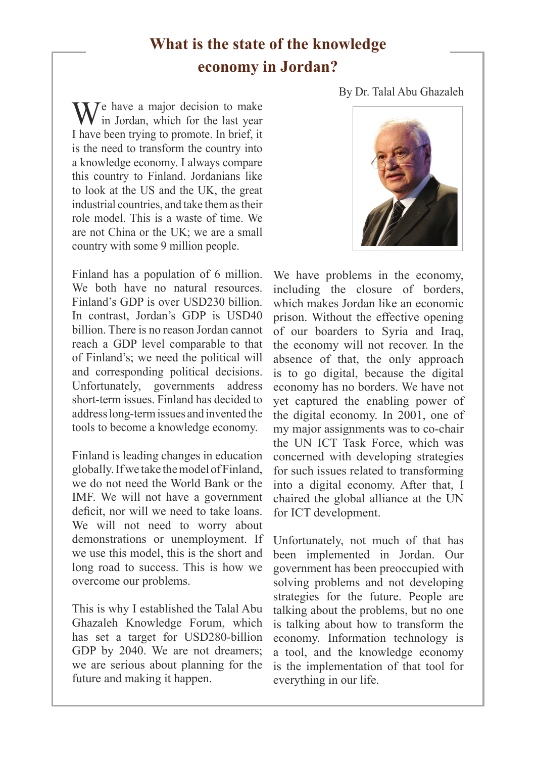# What is the state of the knowledge economy in Jordan?

By Dr. Talal Abu Ghazaleh

We have a major decision to make in Jordan, which for the last year I have been trying to promote. In brief, it is the need to transform the country into a knowledge economy. I always compare this country to Finland. Jordanians like to look at the US and the UK, the great industrial countries, and take them as their role model. This is a waste of time. We are not China or the UK; we are a small country with some 9 million people.

Finland has a population of 6 million. We both have no natural resources. Finland's GDP is over USD230 billion. In contrast, Jordan's GDP is USD40 billion. There is no reason Jordan cannot reach a GDP level comparable to that of Finland's; we need the political will and corresponding political decisions. Unfortunately, governments address short-term issues. Finland has decided to address long-term issues and invented the tools to become a knowledge economy.

Finland is leading changes in education globally. If we take the model of Finland, we do not need the World Bank or the IMF. We will not have a government deficit, nor will we need to take loans. We will not need to worry about demonstrations or unemployment. If we use this model, this is the short and long road to success. This is how we overcome our problems.

This is why I established the Talal Abu Ghazaleh Knowledge Forum, which has set a target for USD280-billion GDP by 2040. We are not dreamers; we are serious about planning for the future and making it happen.

We have problems in the economy, including the closure of borders, which makes Jordan like an economic prison. Without the effective opening of our boarders to Syria and Iraq, the economy will not recover. In the absence of that, the only approach is to go digital, because the digital economy has no borders. We have not yet captured the enabling power of the digital economy. In 2001, one of my major assignments was to co-chair the UN ICT Task Force, which was concerned with developing strategies for such issues related to transforming into a digital economy. After that, I chaired the global alliance at the UN for ICT development.

Unfortunately, not much of that has been implemented in Jordan. Our government has been preoccupied with solving problems and not developing strategies for the future. People are talking about the problems, but no one is talking about how to transform the economy. Information technology is a tool, and the knowledge economy is the implementation of that tool for everything in our life.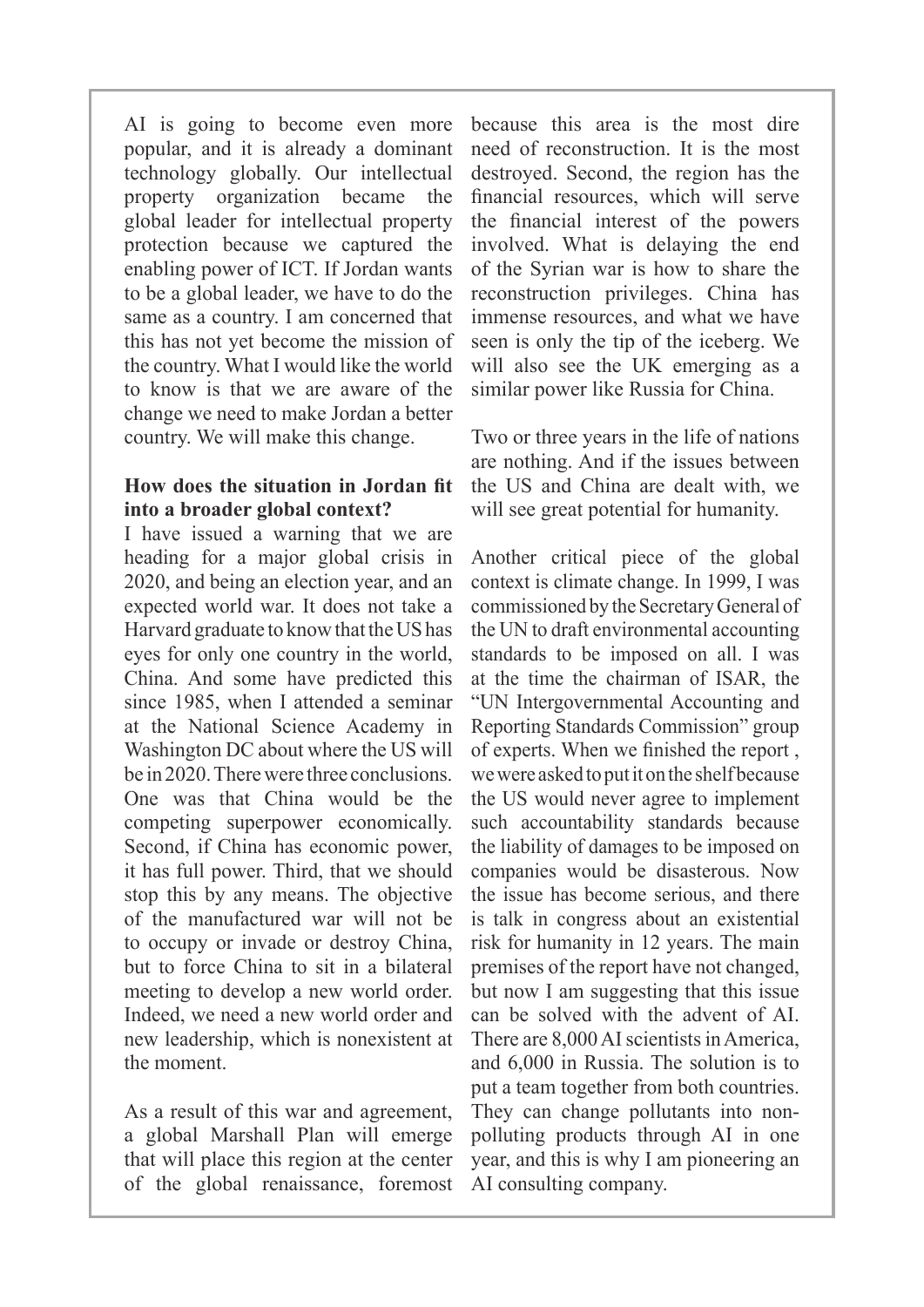AI is going to become even more popular, and it is already a dominant technology globally. Our intellectual property organization became the global leader for intellectual property protection because we captured the enabling power of ICT. If Jordan wants to be a global leader, we have to do the same as a country. I am concerned that this has not yet become the mission of the country. What I would like the world to know is that we are aware of the change we need to make Jordan a better country. We will make this change.

**How does the situation in Jordan fit into a broader global context?**

I have issued a warning that we are heading for a major global crisis in 2020, and being an election year, and an expected world war. It does not take a Harvard graduate to know that the US has eyes for only one country in the world, China. And some have predicted this since 1985, when I attended a seminar at the National Science Academy in Washington DC about where the US will be in 2020. There were three conclusions. One was that China would be the competing superpower economically. Second, if China has economic power, it has full power. Third, that we should stop this by any means. The objective of the manufactured war will not be to occupy or invade or destroy China, but to force China to sit in a bilateral meeting to develop a new world order. Indeed, we need a new world order and new leadership, which is nonexistent at the moment.

As a result of this war and agreement, a global Marshall Plan will emerge that will place this region at the center of the global renaissance, foremost because this area is the most dire need of reconstruction. It is the most destroyed. Second, the region has the financial resources, which will serve the financial interest of the powers involved. What is delaying the end of the Syrian war is how to share the reconstruction privileges. China has immense resources, and what we have seen is only the tip of the iceberg. We will also see the UK emerging as a similar power like Russia for China.

Two or three years in the life of nations are nothing. And if the issues between the US and China are dealt with, we will see great potential for humanity.

Another critical piece of the global context is climate change. In 1999, I was commissioned by the Secretary General of the UN to draft environmental accounting standards to be imposed on all. I was at the time the chairman of ISAR, the "UN Intergovernmental Accounting and Reporting Standards Commission" group of experts. When we finished the report , we were asked to put it on the shelf because the US would never agree to implement such accountability standards because the liability of damages to be imposed on companies would be disasterous. Now the issue has become serious, and there is talk in congress about an existential risk for humanity in 12 years. The main premises of the report have not changed, but now I am suggesting that this issue can be solved with the advent of AI. There are 8,000 AI scientists in America, and 6,000 in Russia. The solution is to put a team together from both countries. They can change pollutants into non-polluting products through AI in one year, and this is why I am pioneering an AI consulting company.